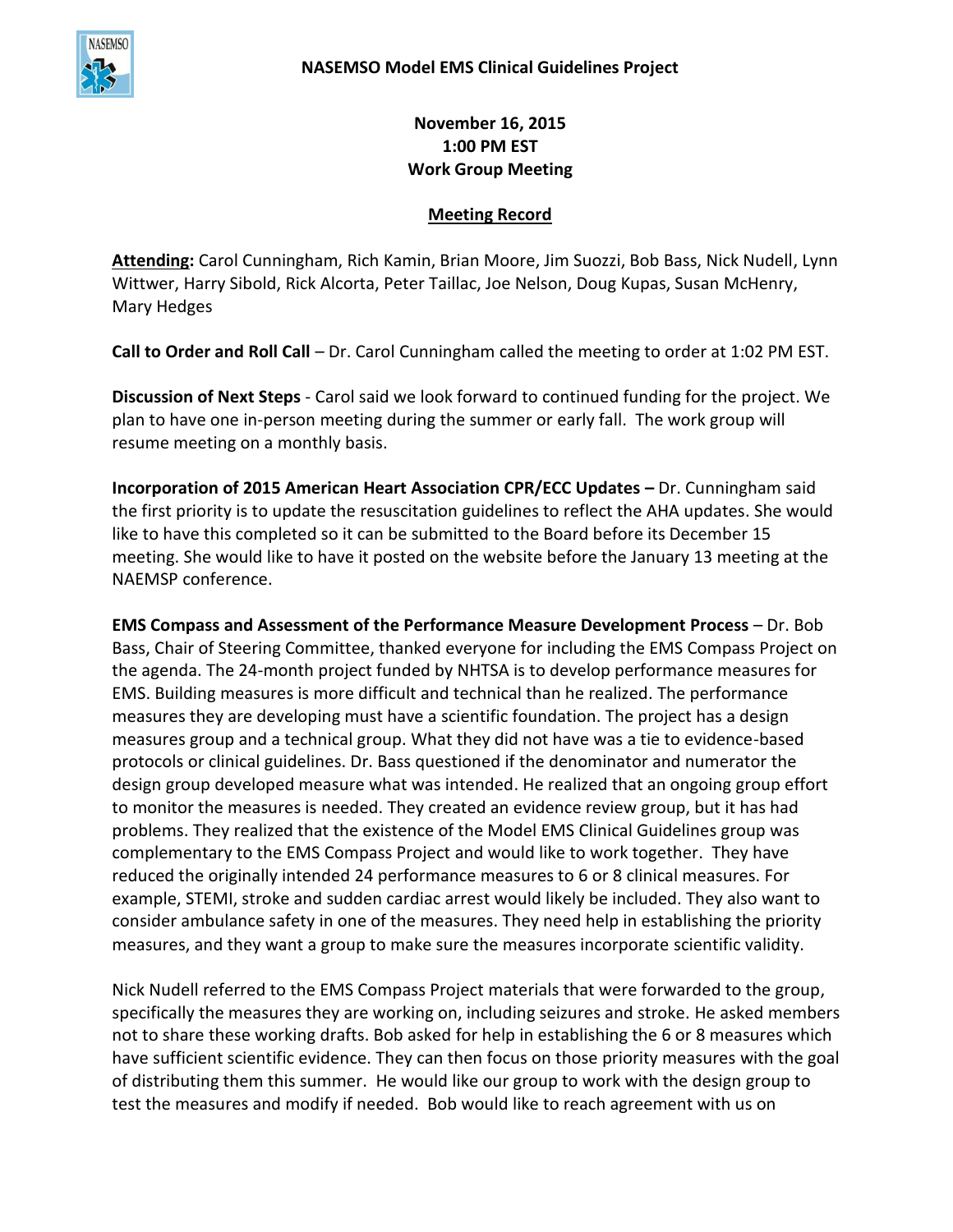## NASEMSO Model EMS Clinical Guidelines Project

**November 16, 2015**
**1:00 PM EST**
**Work Group Meeting**

**Meeting Record**

**Attending:** Carol Cunningham, Rich Kamin, Brian Moore, Jim Suozzi, Bob Bass, Nick Nudell, Lynn Wittwer, Harry Sibold, Rick Alcorta, Peter Taillac, Joe Nelson, Doug Kupas, Susan McHenry, Mary Hedges

**Call to Order and Roll Call** – Dr. Carol Cunningham called the meeting to order at 1:02 PM EST.

**Discussion of Next Steps** - Carol said we look forward to continued funding for the project. We plan to have one in-person meeting during the summer or early fall. The work group will resume meeting on a monthly basis.

**Incorporation of 2015 American Heart Association CPR/ECC Updates –** Dr. Cunningham said the first priority is to update the resuscitation guidelines to reflect the AHA updates. She would like to have this completed so it can be submitted to the Board before its December 15 meeting. She would like to have it posted on the website before the January 13 meeting at the NAEMSP conference.

**EMS Compass and Assessment of the Performance Measure Development Process** – Dr. Bob Bass, Chair of Steering Committee, thanked everyone for including the EMS Compass Project on the agenda. The 24-month project funded by NHTSA is to develop performance measures for EMS. Building measures is more difficult and technical than he realized. The performance measures they are developing must have a scientific foundation. The project has a design measures group and a technical group. What they did not have was a tie to evidence-based protocols or clinical guidelines. Dr. Bass questioned if the denominator and numerator the design group developed measure what was intended. He realized that an ongoing group effort to monitor the measures is needed. They created an evidence review group, but it has had problems. They realized that the existence of the Model EMS Clinical Guidelines group was complementary to the EMS Compass Project and would like to work together. They have reduced the originally intended 24 performance measures to 6 or 8 clinical measures. For example, STEMI, stroke and sudden cardiac arrest would likely be included. They also want to consider ambulance safety in one of the measures. They need help in establishing the priority measures, and they want a group to make sure the measures incorporate scientific validity.

Nick Nudell referred to the EMS Compass Project materials that were forwarded to the group, specifically the measures they are working on, including seizures and stroke. He asked members not to share these working drafts. Bob asked for help in establishing the 6 or 8 measures which have sufficient scientific evidence. They can then focus on those priority measures with the goal of distributing them this summer. He would like our group to work with the design group to test the measures and modify if needed. Bob would like to reach agreement with us on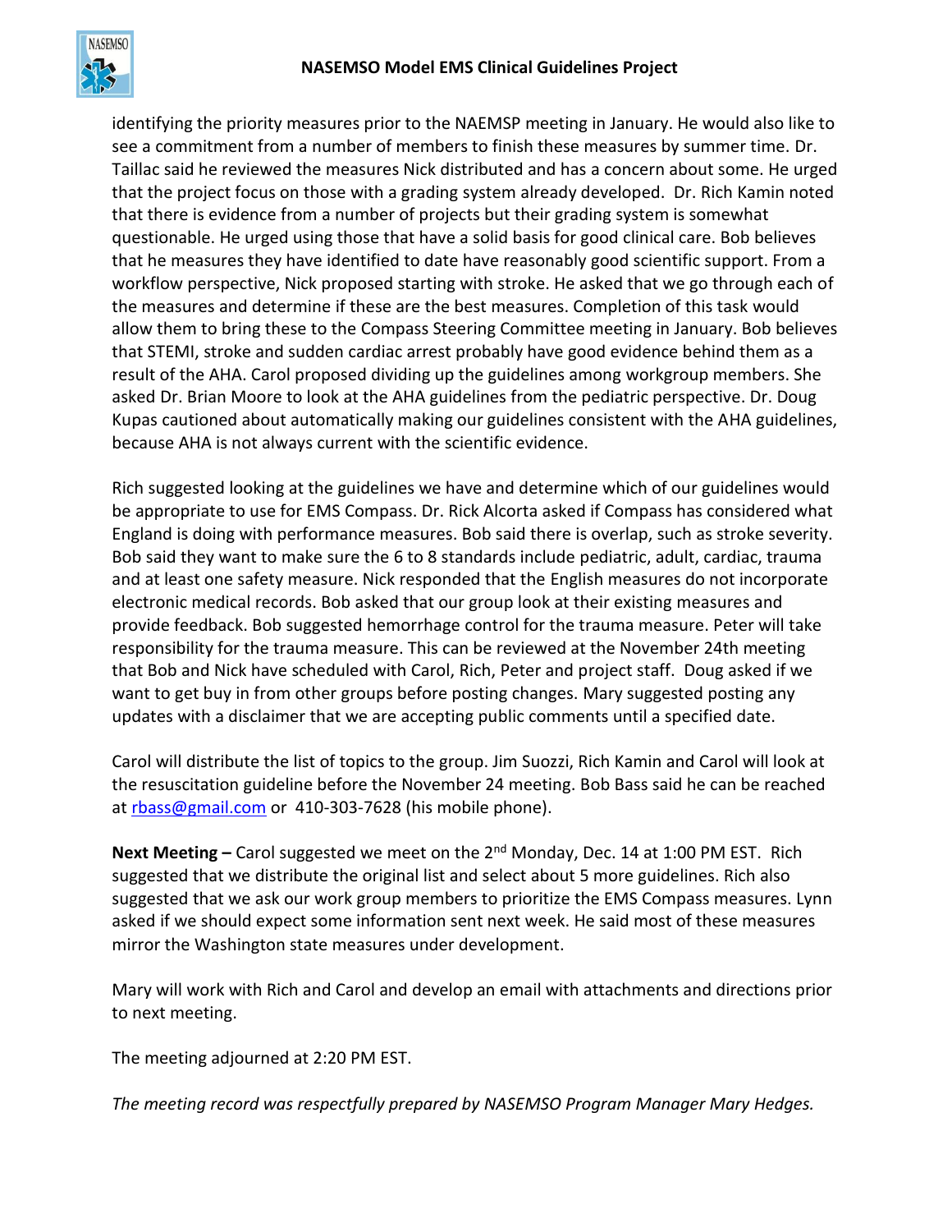identifying the priority measures prior to the NAEMSP meeting in January. He would also like to see a commitment from a number of members to finish these measures by summer time. Dr. Taillac said he reviewed the measures Nick distributed and has a concern about some. He urged that the project focus on those with a grading system already developed. Dr. Rich Kamin noted that there is evidence from a number of projects but their grading system is somewhat questionable. He urged using those that have a solid basis for good clinical care. Bob believes that he measures they have identified to date have reasonably good scientific support. From a workflow perspective, Nick proposed starting with stroke. He asked that we go through each of the measures and determine if these are the best measures. Completion of this task would allow them to bring these to the Compass Steering Committee meeting in January. Bob believes that STEMI, stroke and sudden cardiac arrest probably have good evidence behind them as a result of the AHA. Carol proposed dividing up the guidelines among workgroup members. She asked Dr. Brian Moore to look at the AHA guidelines from the pediatric perspective. Dr. Doug Kupas cautioned about automatically making our guidelines consistent with the AHA guidelines, because AHA is not always current with the scientific evidence.

Rich suggested looking at the guidelines we have and determine which of our guidelines would be appropriate to use for EMS Compass. Dr. Rick Alcorta asked if Compass has considered what England is doing with performance measures. Bob said there is overlap, such as stroke severity. Bob said they want to make sure the 6 to 8 standards include pediatric, adult, cardiac, trauma and at least one safety measure. Nick responded that the English measures do not incorporate electronic medical records. Bob asked that our group look at their existing measures and provide feedback. Bob suggested hemorrhage control for the trauma measure. Peter will take responsibility for the trauma measure. This can be reviewed at the November 24th meeting that Bob and Nick have scheduled with Carol, Rich, Peter and project staff. Doug asked if we want to get buy in from other groups before posting changes. Mary suggested posting any updates with a disclaimer that we are accepting public comments until a specified date.

Carol will distribute the list of topics to the group. Jim Suozzi, Rich Kamin and Carol will look at the resuscitation guideline before the November 24 meeting. Bob Bass said he can be reached at rbass@gmail.com or 410-303-7628 (his mobile phone).

**Next Meeting –** Carol suggested we meet on the 2nd Monday, Dec. 14 at 1:00 PM EST. Rich suggested that we distribute the original list and select about 5 more guidelines. Rich also suggested that we ask our work group members to prioritize the EMS Compass measures. Lynn asked if we should expect some information sent next week. He said most of these measures mirror the Washington state measures under development.

Mary will work with Rich and Carol and develop an email with attachments and directions prior to next meeting.

The meeting adjourned at 2:20 PM EST.

*The meeting record was respectfully prepared by NASEMSO Program Manager Mary Hedges.*